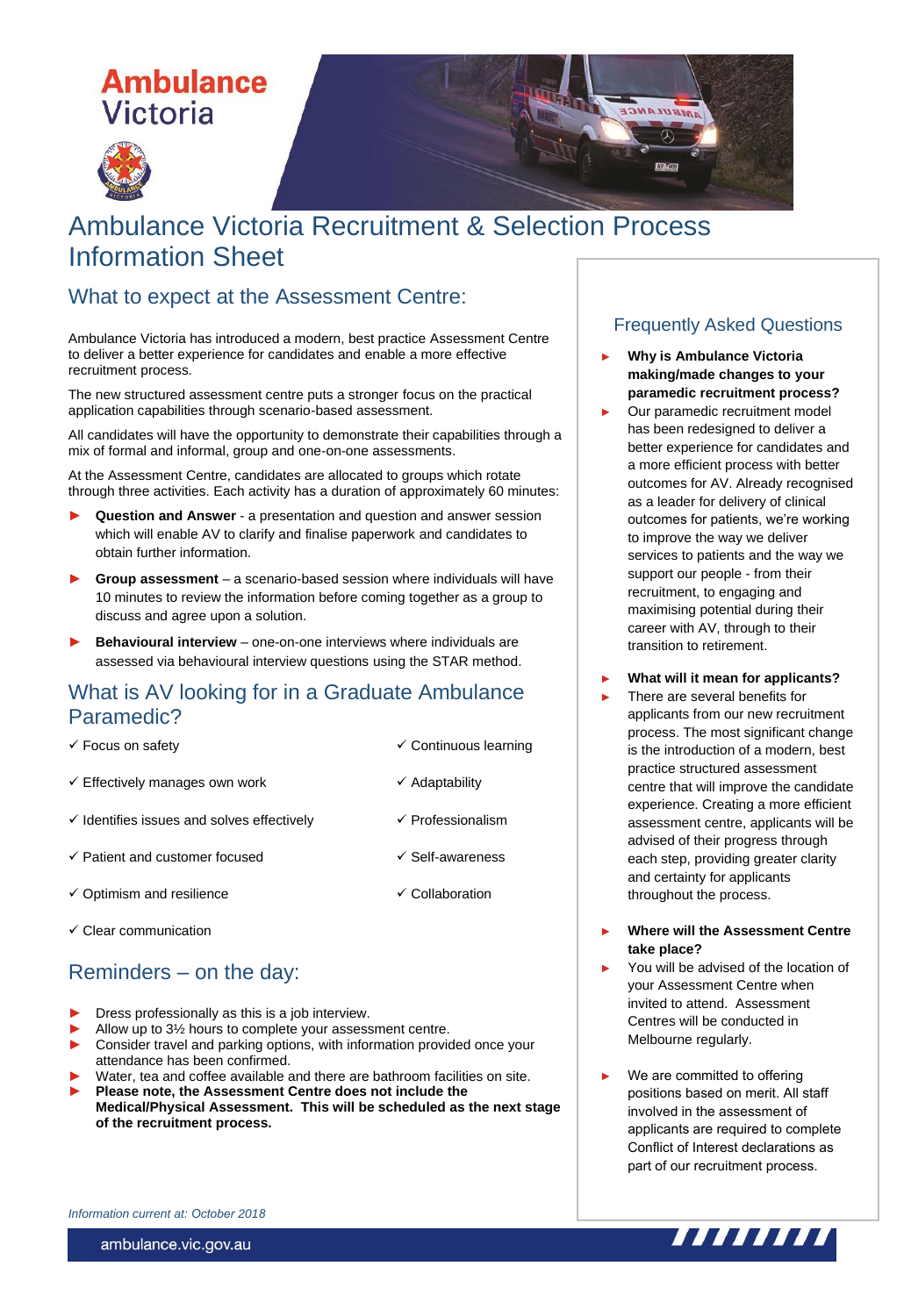Ambulance Victoria

# Ambulance Victoria Recruitment & Selection Process Information Sheet

## What to expect at the Assessment Centre:

Ambulance Victoria has introduced a modern, best practice Assessment Centre to deliver a better experience for candidates and enable a more effective recruitment process.

The new structured assessment centre puts a stronger focus on the practical application capabilities through scenario-based assessment.

All candidates will have the opportunity to demonstrate their capabilities through a mix of formal and informal, group and one-on-one assessments.

At the Assessment Centre, candidates are allocated to groups which rotate through three activities. Each activity has a duration of approximately 60 minutes:

- **Question and Answer** - a presentation and question and answer session which will enable AV to clarify and finalise paperwork and candidates to obtain further information.
- **Group assessment** – a scenario-based session where individuals will have 10 minutes to review the information before coming together as a group to discuss and agree upon a solution.
- **Behavioural interview** – one-on-one interviews where individuals are assessed via behavioural interview questions using the STAR method.

## What is AV looking for in a Graduate Ambulance Paramedic?

- ✓ Focus on safety
- ✓ Effectively manages own work
- ✓ Identifies issues and solves effectively
- ✓ Patient and customer focused
- ✓ Optimism and resilience
- ✓ Clear communication
- ✓ Continuous learning
- ✓ Adaptability
- ✓ Professionalism
- ✓ Self-awareness
- ✓ Collaboration

## Reminders – on the day:

- Dress professionally as this is a job interview.
- Allow up to 3½ hours to complete your assessment centre.
- Consider travel and parking options, with information provided once your attendance has been confirmed.
- Water, tea and coffee available and there are bathroom facilities on site.
- **Please note, the Assessment Centre does not include the Medical/Physical Assessment. This will be scheduled as the next stage of the recruitment process.**

## Frequently Asked Questions

- **Why is Ambulance Victoria making/made changes to your paramedic recruitment process?**
- Our paramedic recruitment model has been redesigned to deliver a better experience for candidates and a more efficient process with better outcomes for AV. Already recognised as a leader for delivery of clinical outcomes for patients, we're working to improve the way we deliver services to patients and the way we support our people - from their recruitment, to engaging and maximising potential during their career with AV, through to their transition to retirement.

- **What will it mean for applicants?**
- There are several benefits for applicants from our new recruitment process. The most significant change is the introduction of a modern, best practice structured assessment centre that will improve the candidate experience. Creating a more efficient assessment centre, applicants will be advised of their progress through each step, providing greater clarity and certainty for applicants throughout the process.

- **Where will the Assessment Centre take place?**
- You will be advised of the location of your Assessment Centre when invited to attend. Assessment Centres will be conducted in Melbourne regularly.

- We are committed to offering positions based on merit. All staff involved in the assessment of applicants are required to complete Conflict of Interest declarations as part of our recruitment process.

*Information current at: October 2018*

ambulance.vic.gov.au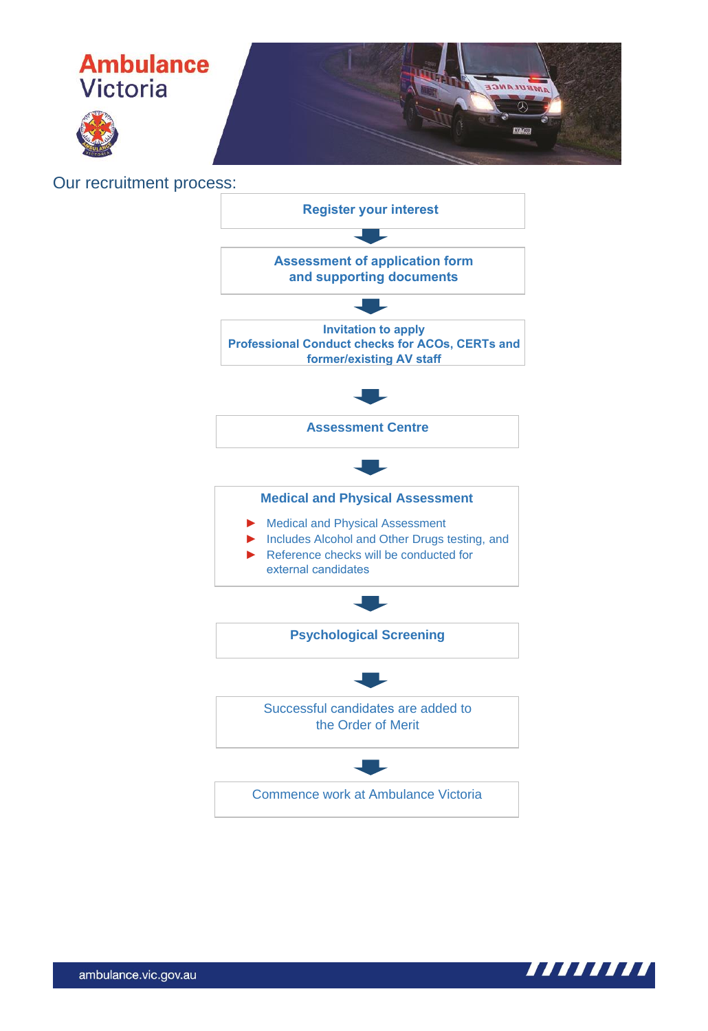Our recruitment process:

**Register your interest**

↓

**Assessment of application form and supporting documents**

↓

**Invitation to apply**
**Professional Conduct checks for ACOs, CERTs and former/existing AV staff**

↓

**Assessment Centre**

↓

**Medical and Physical Assessment**

- Medical and Physical Assessment
- Includes Alcohol and Other Drugs testing, and
- Reference checks will be conducted for external candidates

↓

**Psychological Screening**

↓

Successful candidates are added to the Order of Merit

↓

Commence work at Ambulance Victoria